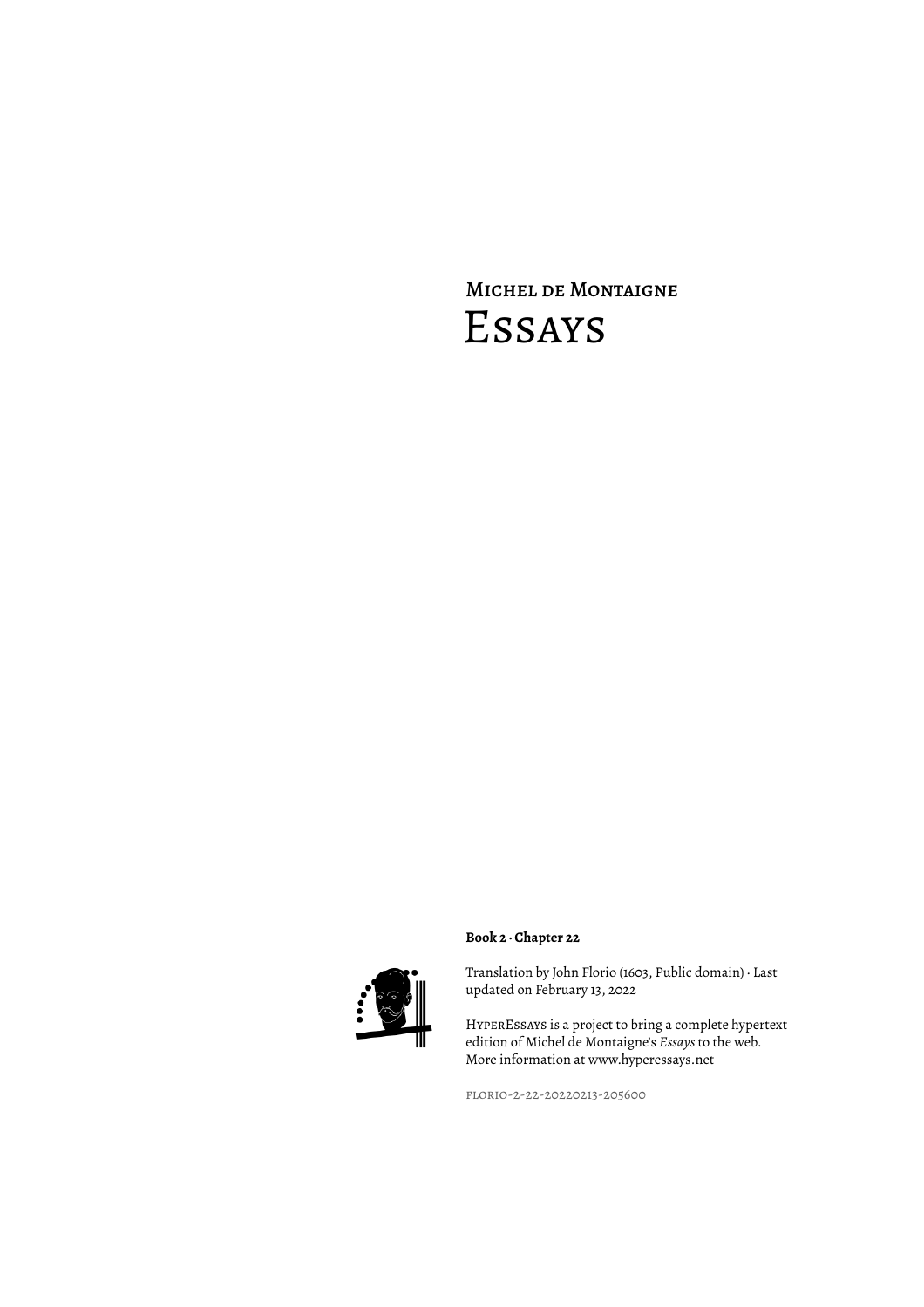# Michel de Montaigne
# Essays

**Book 2 · Chapter 22**

Translation by John Florio (1603, Public domain) · Last updated on February 13, 2022

HyperEssays is a project to bring a complete hypertext edition of Michel de Montaigne's *Essays* to the web. More information at www.hyperessays.net

florio-2-22-20220213-205600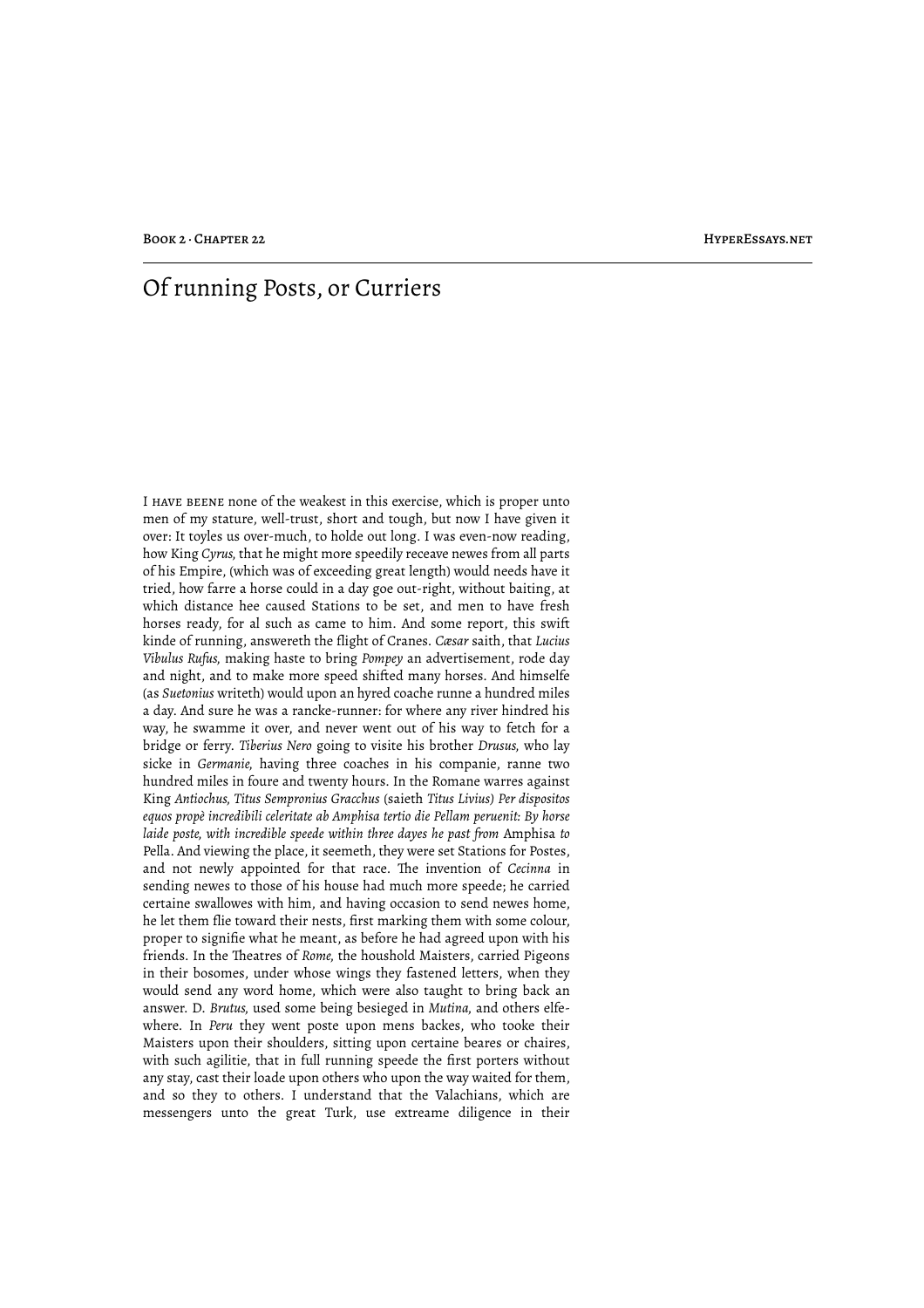# Of running Posts, or Curriers

I HAVE BEENE none of the weakest in this exercise, which is proper unto men of my stature, well-trust, short and tough, but now I have given it over: It toyles us over-much, to holde out long. I was even-now reading, how King *Cyrus*, that he might more speedily receave newes from all parts of his Empire, (which was of exceeding great length) would needs have it tried, how farre a horse could in a day goe out-right, without baiting, at which distance hee caused Stations to be set, and men to have fresh horses ready, for al such as came to him. And some report, this swift kinde of running, answereth the flight of Cranes. *Cæsar* saith, that *Lucius Vibulus Rufus*, making haste to bring *Pompey* an advertisement, rode day and night, and to make more speed shifted many horses. And himselfe (as *Suetonius* writeth) would upon an hyred coache runne a hundred miles a day. And sure he was a rancke-runner: for where any river hindred his way, he swamme it over, and never went out of his way to fetch for a bridge or ferry. *Tiberius Nero* going to visite his brother *Drusus*, who lay sicke in *Germanie*, having three coaches in his companie, ranne two hundred miles in foure and twenty hours. In the Romane warres against King *Antiochus*, *Titus Sempronius Gracchus* (saieth *Titus Livius*) *Per dispositos equos propè incredibili celeritate ab Amphisa tertio die Pellam peruenit: By horse laide poste, with incredible speede within three dayes he past from* Amphisa *to* Pella. And viewing the place, it seemeth, they were set Stations for Postes, and not newly appointed for that race. The invention of *Cecinna* in sending newes to those of his house had much more speede; he carried certaine swallowes with him, and having occasion to send newes home, he let them flie toward their nests, first marking them with some colour, proper to signifie what he meant, as before he had agreed upon with his friends. In the Theatres of *Rome*, the houshold Maisters, carried Pigeons in their bosomes, under whose wings they fastened letters, when they would send any word home, which were also taught to bring back an answer. D. *Brutus*, used some being besieged in *Mutina*, and others elfe-where. In *Peru* they went poste upon mens backes, who tooke their Maisters upon their shoulders, sitting upon certaine beares or chaires, with such agilitie, that in full running speede the first porters without any stay, cast their loade upon others who upon the way waited for them, and so they to others. I understand that the Valachians, which are messengers unto the great Turk, use extreame diligence in their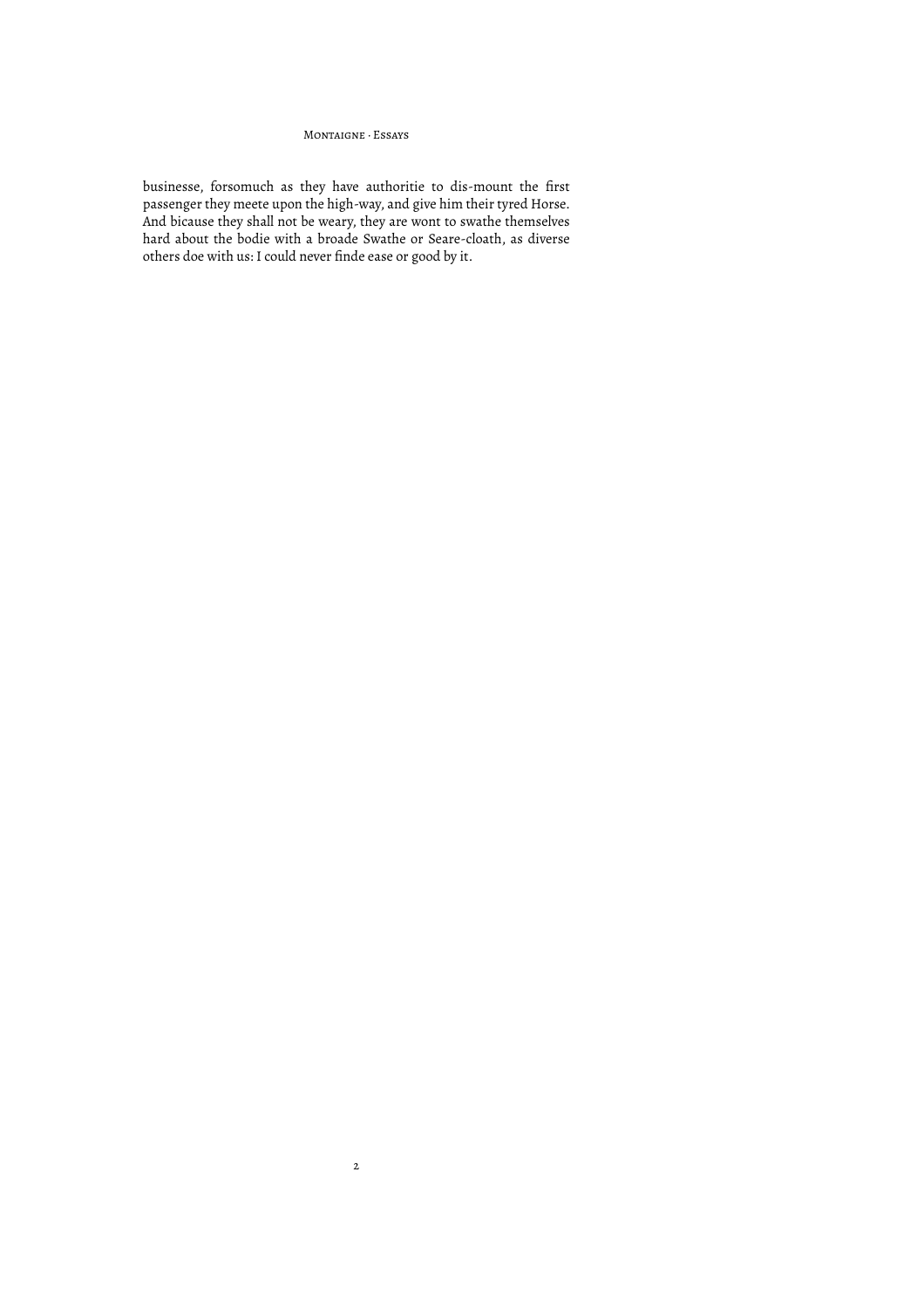businesse, forsomuch as they have authoritie to dis-mount the first passenger they meete upon the high-way, and give him their tyred Horse. And bicause they shall not be weary, they are wont to swathe themselves hard about the bodie with a broade Swathe or Seare-cloath, as diverse others doe with us: I could never finde ease or good by it.